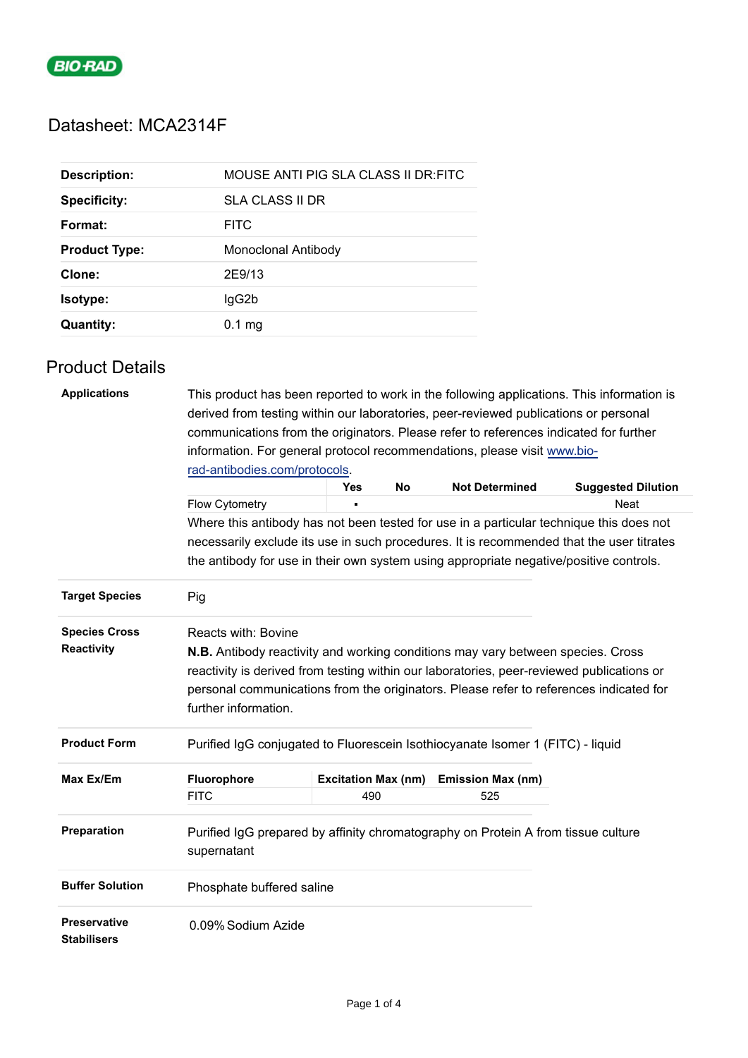# Datasheet: MCA2314F

| | |
|---|---|
| **Description:** | MOUSE ANTI PIG SLA CLASS II DR:FITC |
| **Specificity:** | SLA CLASS II DR |
| **Format:** | FITC |
| **Product Type:** | Monoclonal Antibody |
| **Clone:** | 2E9/13 |
| **Isotype:** | IgG2b |
| **Quantity:** | 0.1 mg |

## Product Details

**Applications**

This product has been reported to work in the following applications. This information is derived from testing within our laboratories, peer-reviewed publications or personal communications from the originators. Please refer to references indicated for further information. For general protocol recommendations, please visit www.bio-rad-antibodies.com/protocols.

| | Yes | No | Not Determined | Suggested Dilution |
|---|---|---|---|---|
| Flow Cytometry | ▪ | | | Neat |

Where this antibody has not been tested for use in a particular technique this does not necessarily exclude its use in such procedures. It is recommended that the user titrates the antibody for use in their own system using appropriate negative/positive controls.

**Target Species**

Pig

**Species Cross Reactivity**

Reacts with: Bovine

**N.B.** Antibody reactivity and working conditions may vary between species. Cross reactivity is derived from testing within our laboratories, peer-reviewed publications or personal communications from the originators. Please refer to references indicated for further information.

**Product Form**

Purified IgG conjugated to Fluorescein Isothiocyanate Isomer 1 (FITC) - liquid

**Max Ex/Em**

| Fluorophore | Excitation Max (nm) | Emission Max (nm) |
|---|---|---|
| FITC | 490 | 525 |

**Preparation**

Purified IgG prepared by affinity chromatography on Protein A from tissue culture supernatant

**Buffer Solution**

Phosphate buffered saline

**Preservative Stabilisers**

0.09% Sodium Azide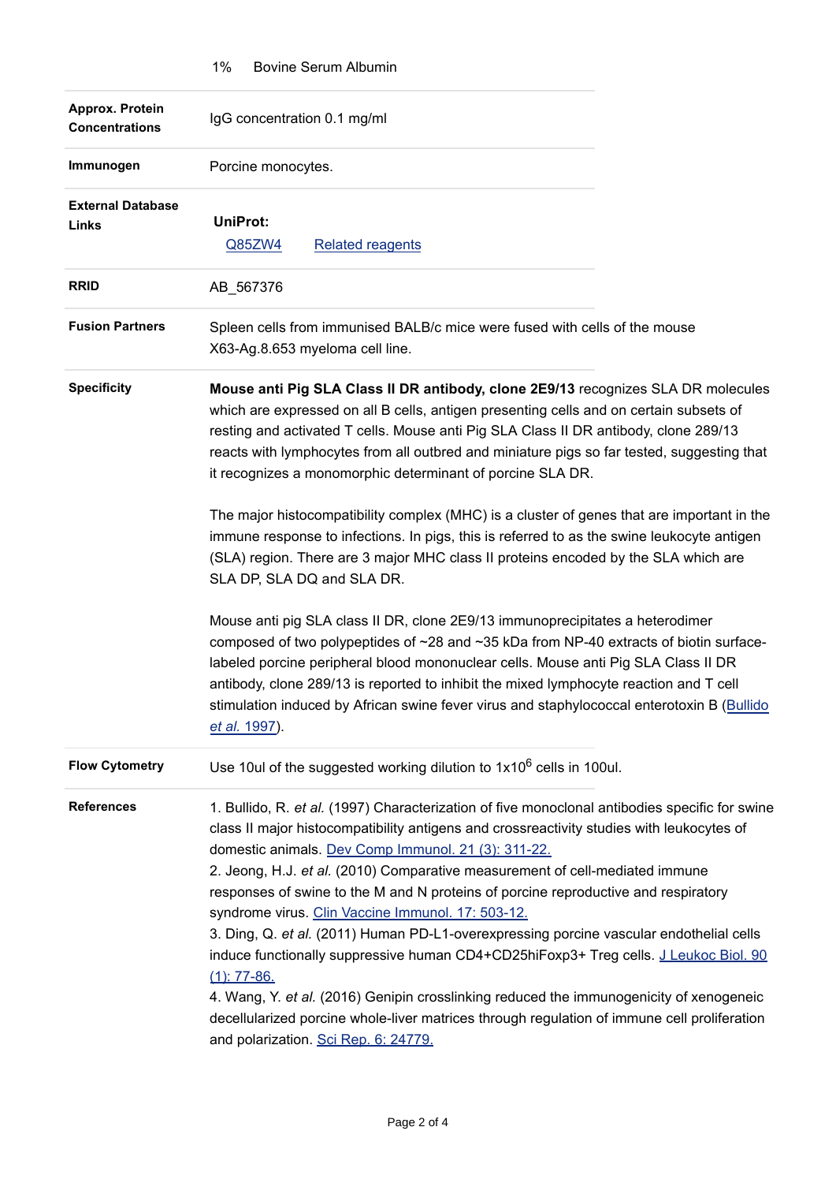|  | 1% Bovine Serum Albumin |
| --- | --- |
| **Approx. Protein Concentrations** | IgG concentration 0.1 mg/ml |
| **Immunogen** | Porcine monocytes. |
| **External Database Links** | **UniProt:** Q85ZW4 Related reagents |
| **RRID** | AB_567376 |
| **Fusion Partners** | Spleen cells from immunised BALB/c mice were fused with cells of the mouse X63-Ag.8.653 myeloma cell line. |

**Specificity**

**Mouse anti Pig SLA Class II DR antibody, clone 2E9/13** recognizes SLA DR molecules which are expressed on all B cells, antigen presenting cells and on certain subsets of resting and activated T cells. Mouse anti Pig SLA Class II DR antibody, clone 289/13 reacts with lymphocytes from all outbred and miniature pigs so far tested, suggesting that it recognizes a monomorphic determinant of porcine SLA DR.

The major histocompatibility complex (MHC) is a cluster of genes that are important in the immune response to infections. In pigs, this is referred to as the swine leukocyte antigen (SLA) region. There are 3 major MHC class II proteins encoded by the SLA which are SLA DP, SLA DQ and SLA DR.

Mouse anti pig SLA class II DR, clone 2E9/13 immunoprecipitates a heterodimer composed of two polypeptides of ~28 and ~35 kDa from NP-40 extracts of biotin surface-labeled porcine peripheral blood mononuclear cells. Mouse anti Pig SLA Class II DR antibody, clone 289/13 is reported to inhibit the mixed lymphocyte reaction and T cell stimulation induced by African swine fever virus and staphylococcal enterotoxin B (Bullido *et al.* 1997).

**Flow Cytometry**

Use 10ul of the suggested working dilution to $1x10^6$ cells in 100ul.

**References**

1. Bullido, R. *et al.* (1997) Characterization of five monoclonal antibodies specific for swine class II major histocompatibility antigens and crossreactivity studies with leukocytes of domestic animals. Dev Comp Immunol. 21 (3): 311-22.
2. Jeong, H.J. *et al.* (2010) Comparative measurement of cell-mediated immune responses of swine to the M and N proteins of porcine reproductive and respiratory syndrome virus. Clin Vaccine Immunol. 17: 503-12.
3. Ding, Q. *et al.* (2011) Human PD-L1-overexpressing porcine vascular endothelial cells induce functionally suppressive human CD4+CD25hiFoxp3+ Treg cells. J Leukoc Biol. 90 (1): 77-86.
4. Wang, Y. *et al.* (2016) Genipin crosslinking reduced the immunogenicity of xenogeneic decellularized porcine whole-liver matrices through regulation of immune cell proliferation and polarization. Sci Rep. 6: 24779.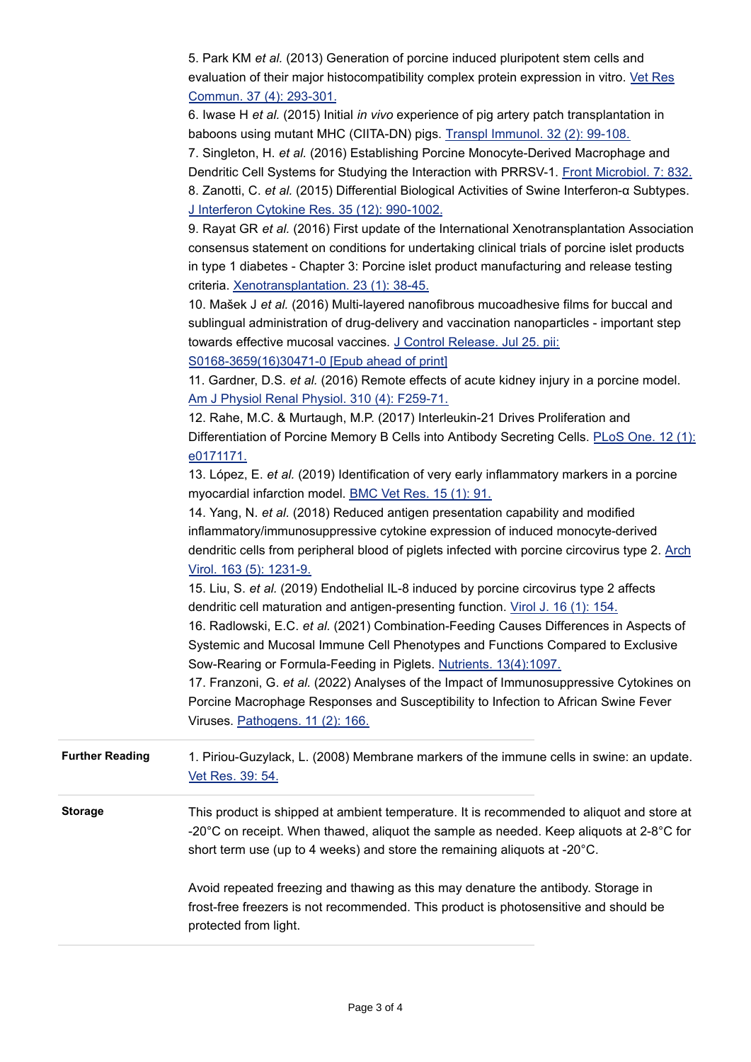5. Park KM *et al.* (2013) Generation of porcine induced pluripotent stem cells and evaluation of their major histocompatibility complex protein expression in vitro. Vet Res Commun. 37 (4): 293-301.

6. Iwase H *et al.* (2015) Initial *in vivo* experience of pig artery patch transplantation in baboons using mutant MHC (CIITA-DN) pigs. Transpl Immunol. 32 (2): 99-108.

7. Singleton, H. *et al.* (2016) Establishing Porcine Monocyte-Derived Macrophage and Dendritic Cell Systems for Studying the Interaction with PRRSV-1. Front Microbiol. 7: 832.

8. Zanotti, C. *et al.* (2015) Differential Biological Activities of Swine Interferon-α Subtypes. J Interferon Cytokine Res. 35 (12): 990-1002.

9. Rayat GR *et al.* (2016) First update of the International Xenotransplantation Association consensus statement on conditions for undertaking clinical trials of porcine islet products in type 1 diabetes - Chapter 3: Porcine islet product manufacturing and release testing criteria. Xenotransplantation. 23 (1): 38-45.

10. Mašek J *et al.* (2016) Multi-layered nanofibrous mucoadhesive films for buccal and sublingual administration of drug-delivery and vaccination nanoparticles - important step towards effective mucosal vaccines. J Control Release. Jul 25. pii: S0168-3659(16)30471-0 [Epub ahead of print]

11. Gardner, D.S. *et al.* (2016) Remote effects of acute kidney injury in a porcine model. Am J Physiol Renal Physiol. 310 (4): F259-71.

12. Rahe, M.C. & Murtaugh, M.P. (2017) Interleukin-21 Drives Proliferation and Differentiation of Porcine Memory B Cells into Antibody Secreting Cells. PLoS One. 12 (1): e0171171.

13. López, E. *et al.* (2019) Identification of very early inflammatory markers in a porcine myocardial infarction model. BMC Vet Res. 15 (1): 91.

14. Yang, N. *et al.* (2018) Reduced antigen presentation capability and modified inflammatory/immunosuppressive cytokine expression of induced monocyte-derived dendritic cells from peripheral blood of piglets infected with porcine circovirus type 2. Arch Virol. 163 (5): 1231-9.

15. Liu, S. *et al.* (2019) Endothelial IL-8 induced by porcine circovirus type 2 affects dendritic cell maturation and antigen-presenting function. Virol J. 16 (1): 154.

16. Radlowski, E.C. *et al.* (2021) Combination-Feeding Causes Differences in Aspects of Systemic and Mucosal Immune Cell Phenotypes and Functions Compared to Exclusive Sow-Rearing or Formula-Feeding in Piglets. Nutrients. 13(4):1097.

17. Franzoni, G. *et al.* (2022) Analyses of the Impact of Immunosuppressive Cytokines on Porcine Macrophage Responses and Susceptibility to Infection to African Swine Fever Viruses. Pathogens. 11 (2): 166.

**Further Reading**

1. Piriou-Guzylack, L. (2008) Membrane markers of the immune cells in swine: an update. Vet Res. 39: 54.

**Storage**

This product is shipped at ambient temperature. It is recommended to aliquot and store at -20°C on receipt. When thawed, aliquot the sample as needed. Keep aliquots at 2-8°C for short term use (up to 4 weeks) and store the remaining aliquots at -20°C.

Avoid repeated freezing and thawing as this may denature the antibody. Storage in frost-free freezers is not recommended. This product is photosensitive and should be protected from light.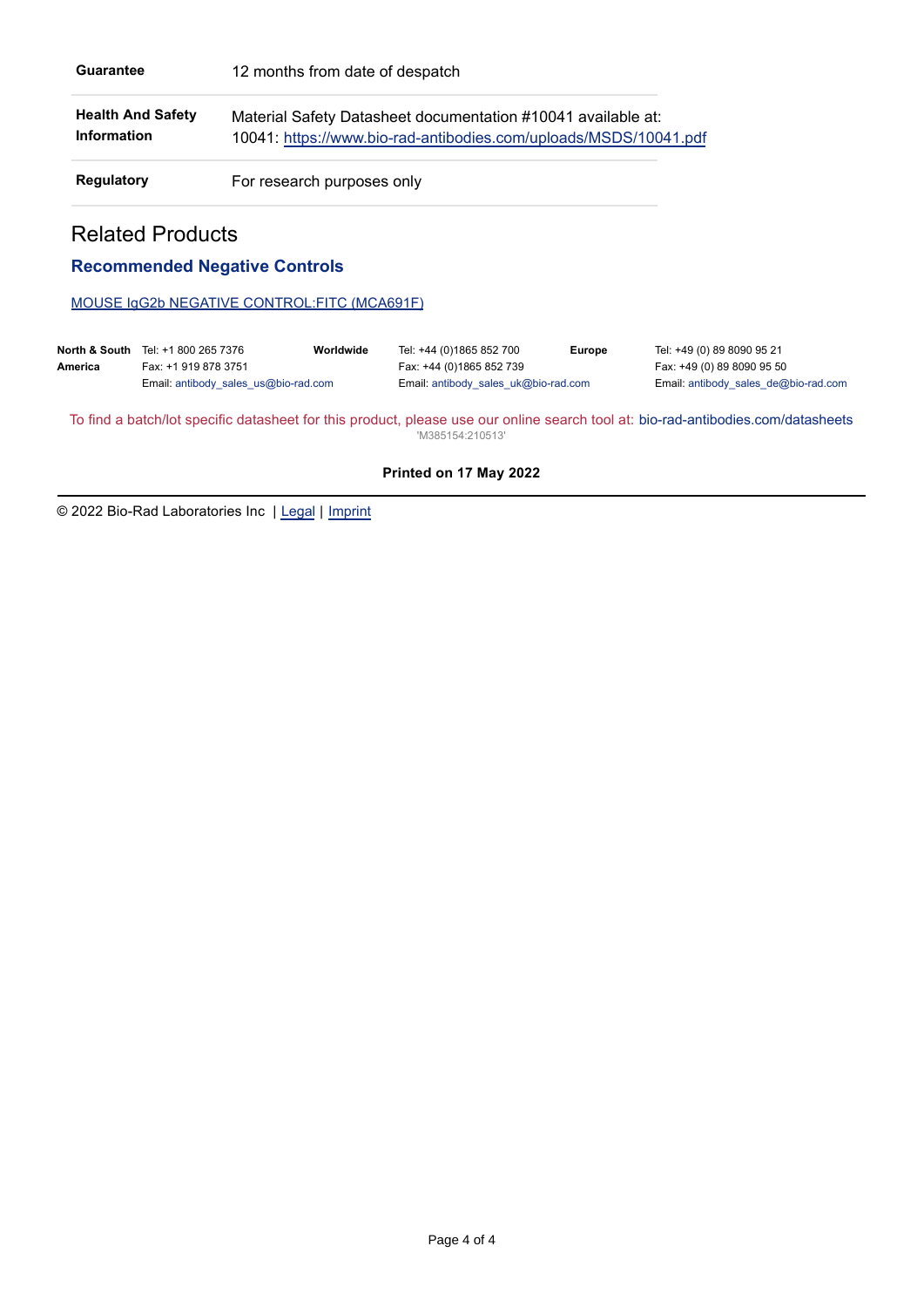| | |
|---|---|
| **Guarantee** | 12 months from date of despatch |
| **Health And Safety Information** | Material Safety Datasheet documentation #10041 available at: 10041: https://www.bio-rad-antibodies.com/uploads/MSDS/10041.pdf |
| **Regulatory** | For research purposes only |

## Related Products

### Recommended Negative Controls

MOUSE IgG2b NEGATIVE CONTROL:FITC (MCA691F)

| | | | | | |
|---|---|---|---|---|---|
| **North & South America** | Tel: +1 800 265 7376<br>Fax: +1 919 878 3751<br>Email: antibody_sales_us@bio-rad.com | **Worldwide** | Tel: +44 (0)1865 852 700<br>Fax: +44 (0)1865 852 739<br>Email: antibody_sales_uk@bio-rad.com | **Europe** | Tel: +49 (0) 89 8090 95 21<br>Fax: +49 (0) 89 8090 95 50<br>Email: antibody_sales_de@bio-rad.com |

To find a batch/lot specific datasheet for this product, please use our online search tool at: bio-rad-antibodies.com/datasheets

'M385154:210513'

**Printed on 17 May 2022**

© 2022 Bio-Rad Laboratories Inc | Legal | Imprint